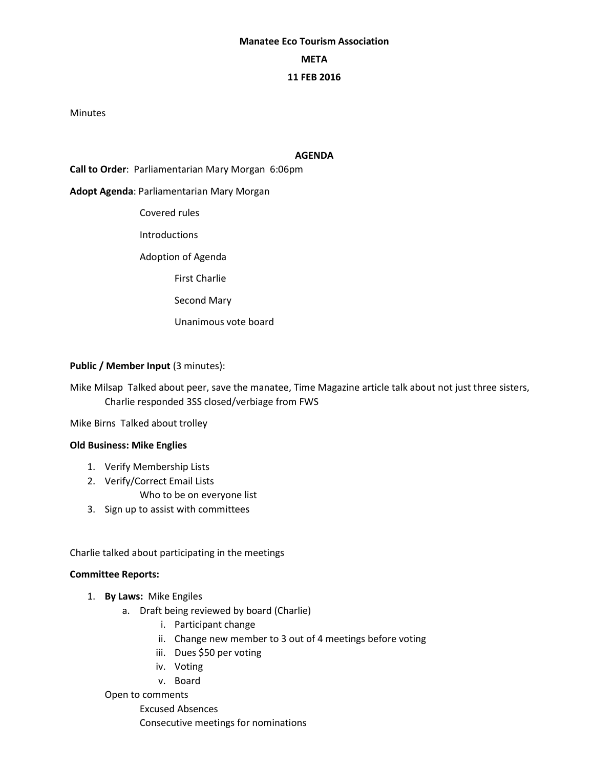**Manatee Eco Tourism Association**

**META**

**11 FEB 2016**

Minutes

**AGENDA**

**Call to Order**: Parliamentarian Mary Morgan 6:06pm

**Adopt Agenda**: Parliamentarian Mary Morgan

- Covered rules
- Introductions
- Adoption of Agenda
  - First Charlie
  - Second Mary
  - Unanimous vote board

**Public / Member Input** (3 minutes):

Mike Milsap Talked about peer, save the manatee, Time Magazine article talk about not just three sisters, Charlie responded 3SS closed/verbiage from FWS

Mike Birns Talked about trolley

**Old Business: Mike Englies**

1. Verify Membership Lists
2. Verify/Correct Email Lists
   - Who to be on everyone list
3. Sign up to assist with committees

Charlie talked about participating in the meetings

**Committee Reports:**

1. **By Laws:** Mike Engiles
   a. Draft being reviewed by board (Charlie)
      i. Participant change
      ii. Change new member to 3 out of 4 meetings before voting
      iii. Dues $50 per voting
      iv. Voting
      v. Board

   Open to comments
   - Excused Absences
   - Consecutive meetings for nominations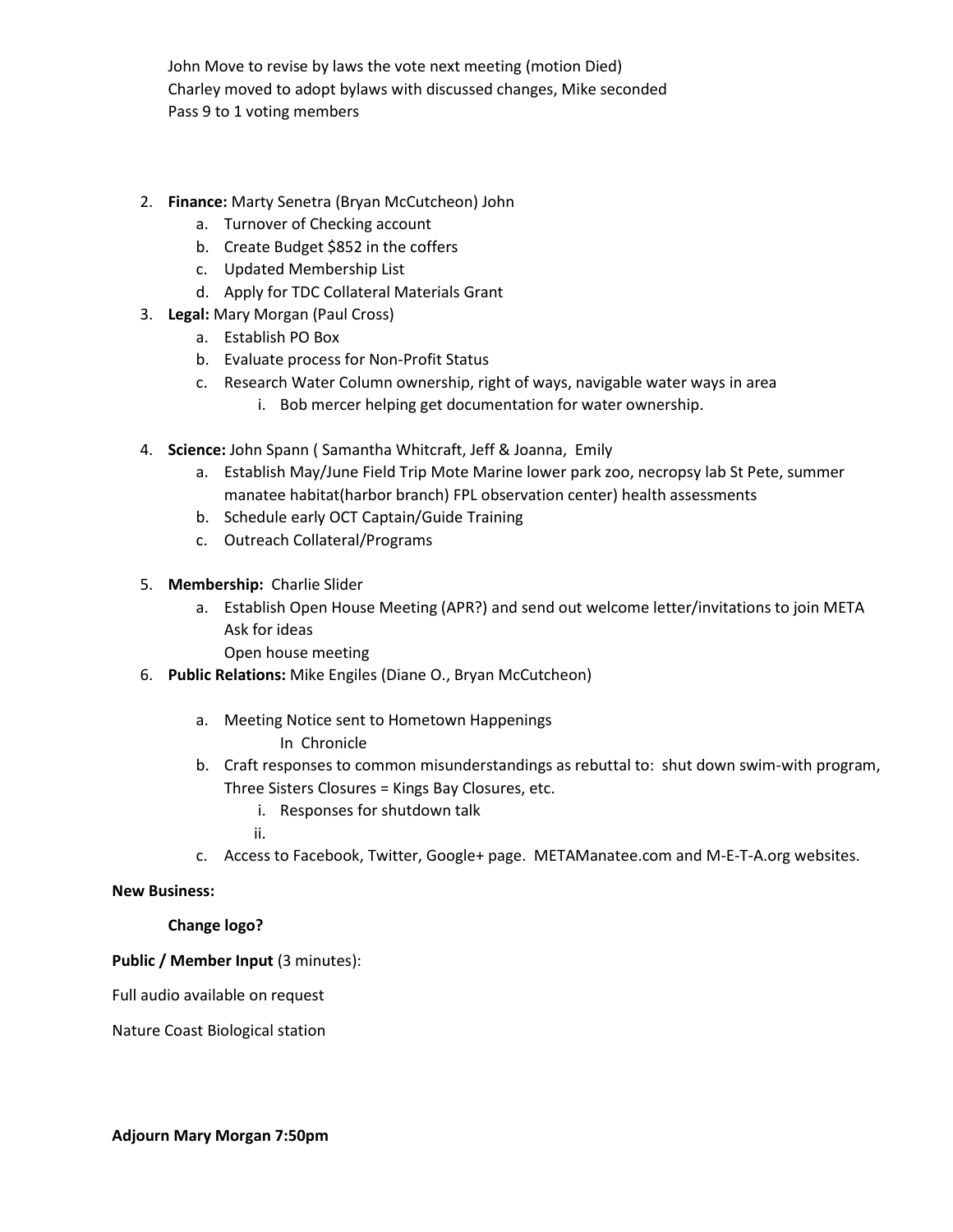John Move to revise by laws the vote next meeting (motion Died)
Charley moved to adopt bylaws with discussed changes, Mike seconded
Pass 9 to 1 voting members

2. **Finance:** Marty Senetra (Bryan McCutcheon) John
   a. Turnover of Checking account
   b. Create Budget $852 in the coffers
   c. Updated Membership List
   d. Apply for TDC Collateral Materials Grant
3. **Legal:** Mary Morgan (Paul Cross)
   a. Establish PO Box
   b. Evaluate process for Non-Profit Status
   c. Research Water Column ownership, right of ways, navigable water ways in area
      i. Bob mercer helping get documentation for water ownership.

4. **Science:** John Spann ( Samantha Whitcraft, Jeff & Joanna, Emily
   a. Establish May/June Field Trip Mote Marine lower park zoo, necropsy lab St Pete, summer manatee habitat(harbor branch) FPL observation center) health assessments
   b. Schedule early OCT Captain/Guide Training
   c. Outreach Collateral/Programs

5. **Membership:** Charlie Slider
   a. Establish Open House Meeting (APR?) and send out welcome letter/invitations to join META
      Ask for ideas
      Open house meeting
6. **Public Relations:** Mike Engiles (Diane O., Bryan McCutcheon)

   a. Meeting Notice sent to Hometown Happenings
      In Chronicle
   b. Craft responses to common misunderstandings as rebuttal to: shut down swim-with program, Three Sisters Closures = Kings Bay Closures, etc.
      i. Responses for shutdown talk
      ii.
   c. Access to Facebook, Twitter, Google+ page. METAManatee.com and M-E-T-A.org websites.

**New Business:**

**Change logo?**

**Public / Member Input** (3 minutes):

Full audio available on request

Nature Coast Biological station

**Adjourn Mary Morgan 7:50pm**